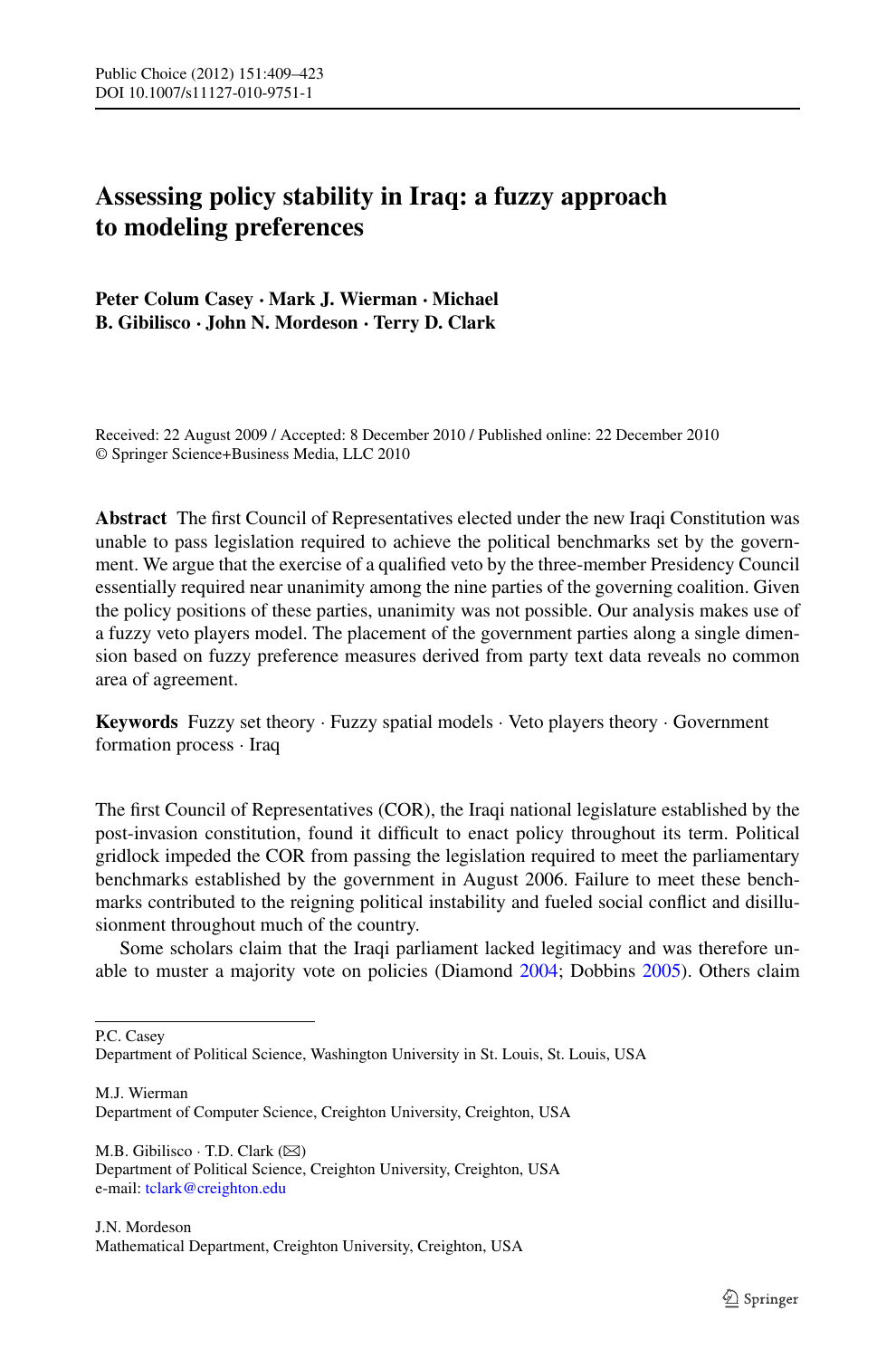# Assessing policy stability in Iraq: a fuzzy approach to modeling preferences

**Peter Colum Casey · Mark J. Wierman · Michael B. Gibilisco · John N. Mordeson · Terry D. Clark**

Received: 22 August 2009 / Accepted: 8 December 2010 / Published online: 22 December 2010
© Springer Science+Business Media, LLC 2010

**Abstract** The first Council of Representatives elected under the new Iraqi Constitution was unable to pass legislation required to achieve the political benchmarks set by the government. We argue that the exercise of a qualified veto by the three-member Presidency Council essentially required near unanimity among the nine parties of the governing coalition. Given the policy positions of these parties, unanimity was not possible. Our analysis makes use of a fuzzy veto players model. The placement of the government parties along a single dimension based on fuzzy preference measures derived from party text data reveals no common area of agreement.

**Keywords** Fuzzy set theory · Fuzzy spatial models · Veto players theory · Government formation process · Iraq

The first Council of Representatives (COR), the Iraqi national legislature established by the post-invasion constitution, found it difficult to enact policy throughout its term. Political gridlock impeded the COR from passing the legislation required to meet the parliamentary benchmarks established by the government in August 2006. Failure to meet these benchmarks contributed to the reigning political instability and fueled social conflict and disillusionment throughout much of the country.

Some scholars claim that the Iraqi parliament lacked legitimacy and was therefore unable to muster a majority vote on policies (Diamond 2004; Dobbins 2005). Others claim

---

P.C. Casey
Department of Political Science, Washington University in St. Louis, St. Louis, USA

M.J. Wierman
Department of Computer Science, Creighton University, Creighton, USA

M.B. Gibilisco · T.D. Clark (✉)
Department of Political Science, Creighton University, Creighton, USA
e-mail: tclark@creighton.edu

J.N. Mordeson
Mathematical Department, Creighton University, Creighton, USA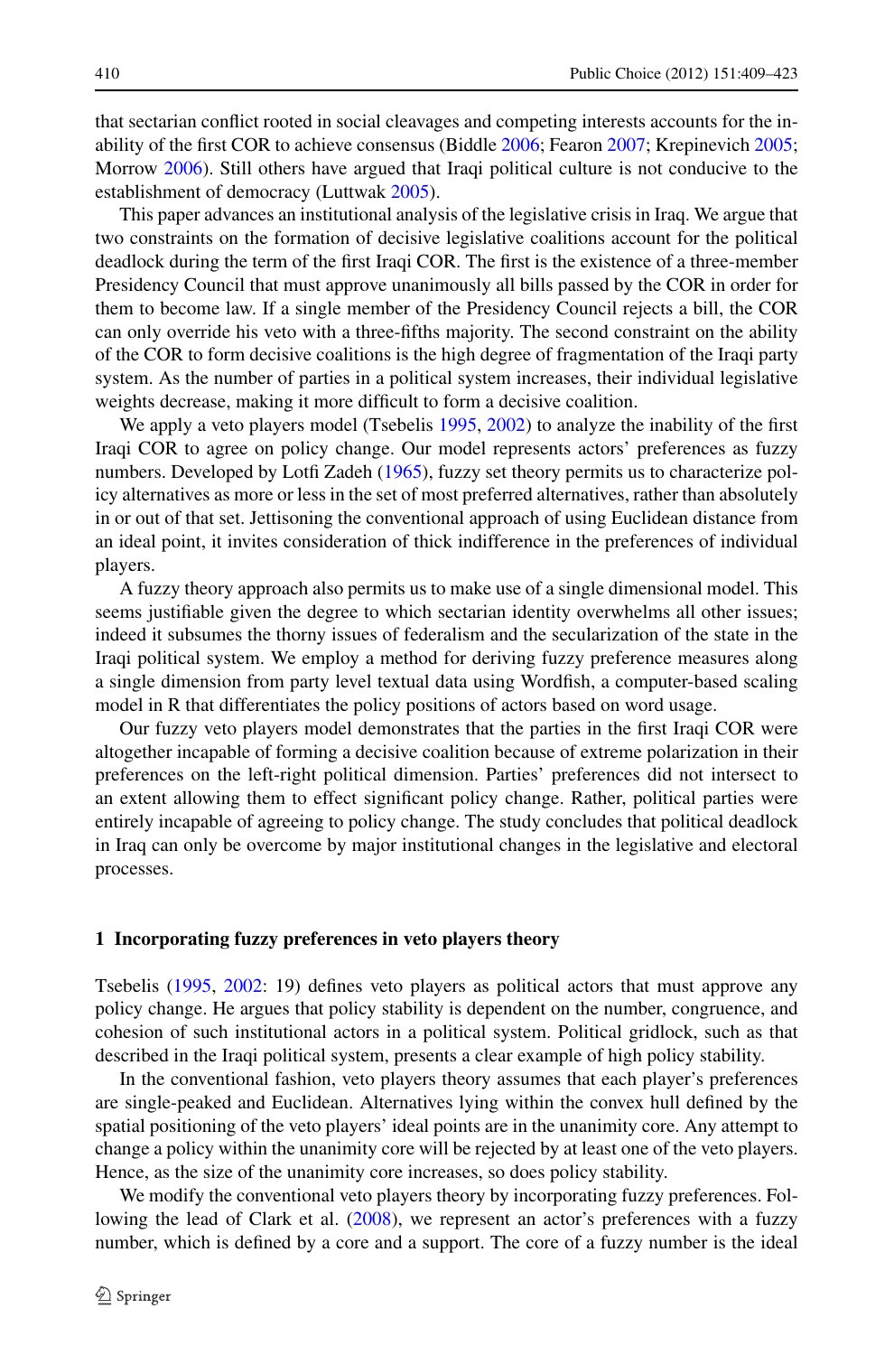that sectarian conflict rooted in social cleavages and competing interests accounts for the inability of the first COR to achieve consensus (Biddle 2006; Fearon 2007; Krepinevich 2005; Morrow 2006). Still others have argued that Iraqi political culture is not conducive to the establishment of democracy (Luttwak 2005).

This paper advances an institutional analysis of the legislative crisis in Iraq. We argue that two constraints on the formation of decisive legislative coalitions account for the political deadlock during the term of the first Iraqi COR. The first is the existence of a three-member Presidency Council that must approve unanimously all bills passed by the COR in order for them to become law. If a single member of the Presidency Council rejects a bill, the COR can only override his veto with a three-fifths majority. The second constraint on the ability of the COR to form decisive coalitions is the high degree of fragmentation of the Iraqi party system. As the number of parties in a political system increases, their individual legislative weights decrease, making it more difficult to form a decisive coalition.

We apply a veto players model (Tsebelis 1995, 2002) to analyze the inability of the first Iraqi COR to agree on policy change. Our model represents actors' preferences as fuzzy numbers. Developed by Lotfi Zadeh (1965), fuzzy set theory permits us to characterize policy alternatives as more or less in the set of most preferred alternatives, rather than absolutely in or out of that set. Jettisoning the conventional approach of using Euclidean distance from an ideal point, it invites consideration of thick indifference in the preferences of individual players.

A fuzzy theory approach also permits us to make use of a single dimensional model. This seems justifiable given the degree to which sectarian identity overwhelms all other issues; indeed it subsumes the thorny issues of federalism and the secularization of the state in the Iraqi political system. We employ a method for deriving fuzzy preference measures along a single dimension from party level textual data using Wordfish, a computer-based scaling model in R that differentiates the policy positions of actors based on word usage.

Our fuzzy veto players model demonstrates that the parties in the first Iraqi COR were altogether incapable of forming a decisive coalition because of extreme polarization in their preferences on the left-right political dimension. Parties' preferences did not intersect to an extent allowing them to effect significant policy change. Rather, political parties were entirely incapable of agreeing to policy change. The study concludes that political deadlock in Iraq can only be overcome by major institutional changes in the legislative and electoral processes.

## 1 Incorporating fuzzy preferences in veto players theory

Tsebelis (1995, 2002: 19) defines veto players as political actors that must approve any policy change. He argues that policy stability is dependent on the number, congruence, and cohesion of such institutional actors in a political system. Political gridlock, such as that described in the Iraqi political system, presents a clear example of high policy stability.

In the conventional fashion, veto players theory assumes that each player's preferences are single-peaked and Euclidean. Alternatives lying within the convex hull defined by the spatial positioning of the veto players' ideal points are in the unanimity core. Any attempt to change a policy within the unanimity core will be rejected by at least one of the veto players. Hence, as the size of the unanimity core increases, so does policy stability.

We modify the conventional veto players theory by incorporating fuzzy preferences. Following the lead of Clark et al. (2008), we represent an actor's preferences with a fuzzy number, which is defined by a core and a support. The core of a fuzzy number is the ideal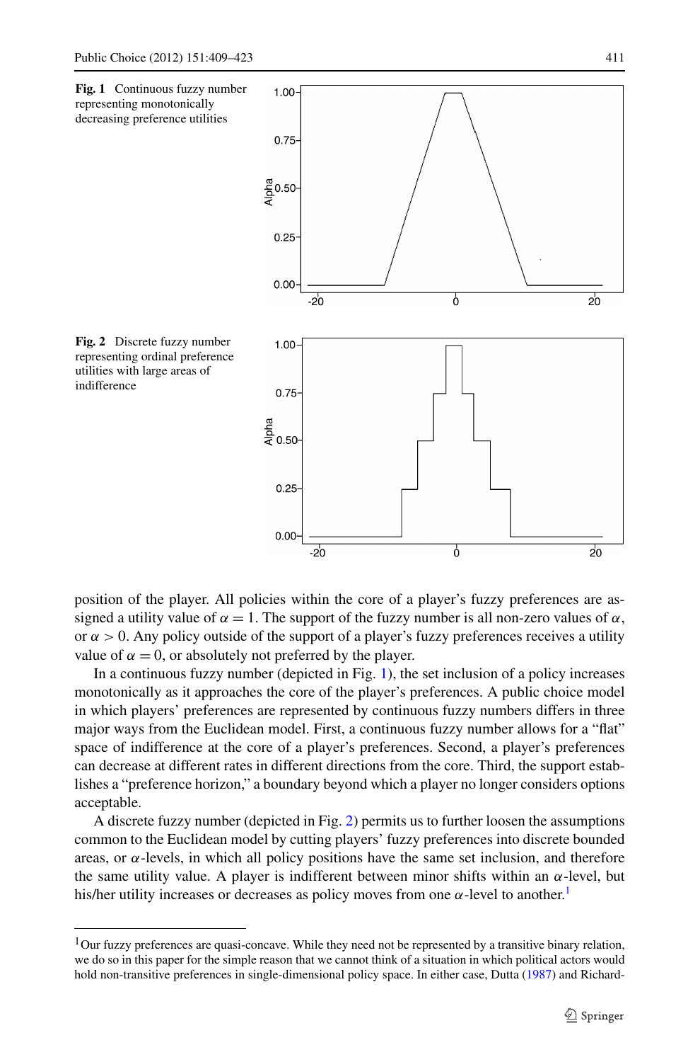**Fig. 1** Continuous fuzzy number representing monotonically decreasing preference utilities

**Fig. 2** Discrete fuzzy number representing ordinal preference utilities with large areas of indifference

position of the player. All policies within the core of a player's fuzzy preferences are assigned a utility value of $\alpha = 1$. The support of the fuzzy number is all non-zero values of $\alpha$, or $\alpha > 0$. Any policy outside of the support of a player's fuzzy preferences receives a utility value of $\alpha = 0$, or absolutely not preferred by the player.

In a continuous fuzzy number (depicted in Fig. 1), the set inclusion of a policy increases monotonically as it approaches the core of the player's preferences. A public choice model in which players' preferences are represented by continuous fuzzy numbers differs in three major ways from the Euclidean model. First, a continuous fuzzy number allows for a "flat" space of indifference at the core of a player's preferences. Second, a player's preferences can decrease at different rates in different directions from the core. Third, the support establishes a "preference horizon," a boundary beyond which a player no longer considers options acceptable.

A discrete fuzzy number (depicted in Fig. 2) permits us to further loosen the assumptions common to the Euclidean model by cutting players' fuzzy preferences into discrete bounded areas, or $\alpha$-levels, in which all policy positions have the same set inclusion, and therefore the same utility value. A player is indifferent between minor shifts within an $\alpha$-level, but his/her utility increases or decreases as policy moves from one $\alpha$-level to another.[1]

[1] Our fuzzy preferences are quasi-concave. While they need not be represented by a transitive binary relation, we do so in this paper for the simple reason that we cannot think of a situation in which political actors would hold non-transitive preferences in single-dimensional policy space. In either case, Dutta (1987) and Richard-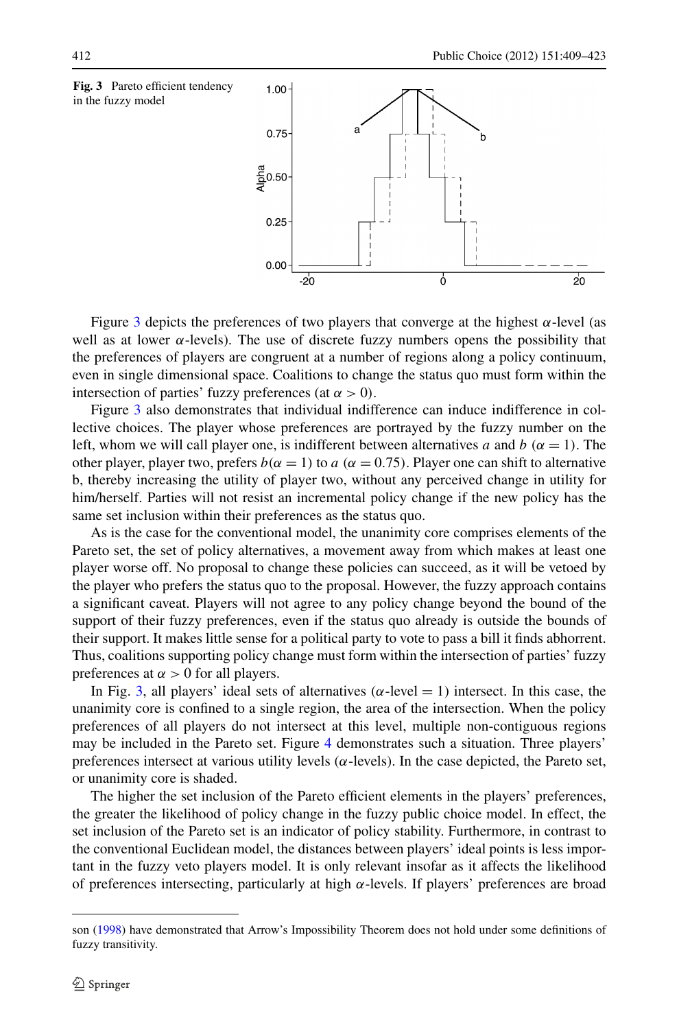**Fig. 3** Pareto efficient tendency in the fuzzy model

Figure 3 depicts the preferences of two players that converge at the highest $\alpha$-level (as well as at lower $\alpha$-levels). The use of discrete fuzzy numbers opens the possibility that the preferences of players are congruent at a number of regions along a policy continuum, even in single dimensional space. Coalitions to change the status quo must form within the intersection of parties' fuzzy preferences (at $\alpha > 0$).

Figure 3 also demonstrates that individual indifference can induce indifference in collective choices. The player whose preferences are portrayed by the fuzzy number on the left, whom we will call player one, is indifferent between alternatives $a$ and $b$ ($\alpha = 1$). The other player, player two, prefers $b(\alpha = 1)$ to $a$ ($\alpha = 0.75$). Player one can shift to alternative b, thereby increasing the utility of player two, without any perceived change in utility for him/herself. Parties will not resist an incremental policy change if the new policy has the same set inclusion within their preferences as the status quo.

As is the case for the conventional model, the unanimity core comprises elements of the Pareto set, the set of policy alternatives, a movement away from which makes at least one player worse off. No proposal to change these policies can succeed, as it will be vetoed by the player who prefers the status quo to the proposal. However, the fuzzy approach contains a significant caveat. Players will not agree to any policy change beyond the bound of the support of their fuzzy preferences, even if the status quo already is outside the bounds of their support. It makes little sense for a political party to vote to pass a bill it finds abhorrent. Thus, coalitions supporting policy change must form within the intersection of parties' fuzzy preferences at $\alpha > 0$ for all players.

In Fig. 3, all players' ideal sets of alternatives ($\alpha$-level = 1) intersect. In this case, the unanimity core is confined to a single region, the area of the intersection. When the policy preferences of all players do not intersect at this level, multiple non-contiguous regions may be included in the Pareto set. Figure 4 demonstrates such a situation. Three players' preferences intersect at various utility levels ($\alpha$-levels). In the case depicted, the Pareto set, or unanimity core is shaded.

The higher the set inclusion of the Pareto efficient elements in the players' preferences, the greater the likelihood of policy change in the fuzzy public choice model. In effect, the set inclusion of the Pareto set is an indicator of policy stability. Furthermore, in contrast to the conventional Euclidean model, the distances between players' ideal points is less important in the fuzzy veto players model. It is only relevant insofar as it affects the likelihood of preferences intersecting, particularly at high $\alpha$-levels. If players' preferences are broad

son (1998) have demonstrated that Arrow's Impossibility Theorem does not hold under some definitions of fuzzy transitivity.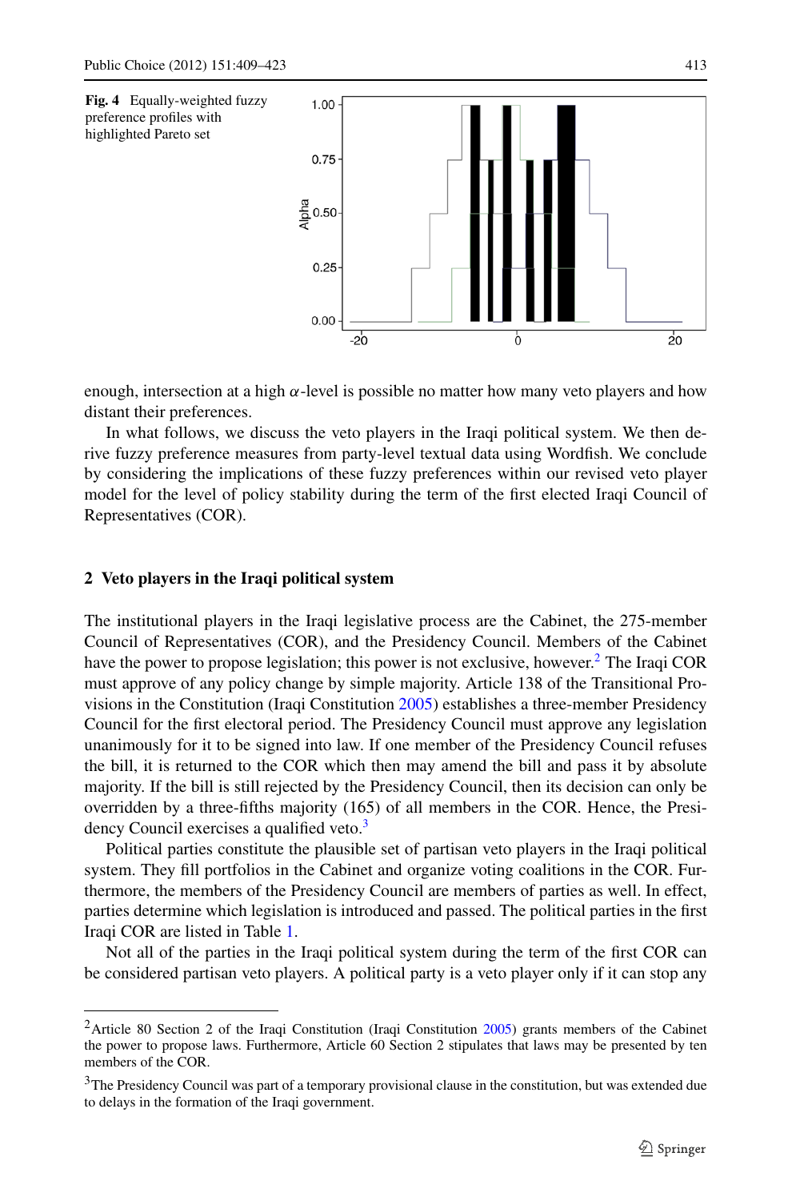**Fig. 4** Equally-weighted fuzzy preference profiles with highlighted Pareto set

enough, intersection at a high $\alpha$-level is possible no matter how many veto players and how distant their preferences.

In what follows, we discuss the veto players in the Iraqi political system. We then derive fuzzy preference measures from party-level textual data using Wordfish. We conclude by considering the implications of these fuzzy preferences within our revised veto player model for the level of policy stability during the term of the first elected Iraqi Council of Representatives (COR).

## 2 Veto players in the Iraqi political system

The institutional players in the Iraqi legislative process are the Cabinet, the 275-member Council of Representatives (COR), and the Presidency Council. Members of the Cabinet have the power to propose legislation; this power is not exclusive, however.[2] The Iraqi COR must approve of any policy change by simple majority. Article 138 of the Transitional Provisions in the Constitution (Iraqi Constitution 2005) establishes a three-member Presidency Council for the first electoral period. The Presidency Council must approve any legislation unanimously for it to be signed into law. If one member of the Presidency Council refuses the bill, it is returned to the COR which then may amend the bill and pass it by absolute majority. If the bill is still rejected by the Presidency Council, then its decision can only be overridden by a three-fifths majority (165) of all members in the COR. Hence, the Presidency Council exercises a qualified veto.[3]

Political parties constitute the plausible set of partisan veto players in the Iraqi political system. They fill portfolios in the Cabinet and organize voting coalitions in the COR. Furthermore, the members of the Presidency Council are members of parties as well. In effect, parties determine which legislation is introduced and passed. The political parties in the first Iraqi COR are listed in Table 1.

Not all of the parties in the Iraqi political system during the term of the first COR can be considered partisan veto players. A political party is a veto player only if it can stop any

---

[2] Article 80 Section 2 of the Iraqi Constitution (Iraqi Constitution 2005) grants members of the Cabinet the power to propose laws. Furthermore, Article 60 Section 2 stipulates that laws may be presented by ten members of the COR.

[3] The Presidency Council was part of a temporary provisional clause in the constitution, but was extended due to delays in the formation of the Iraqi government.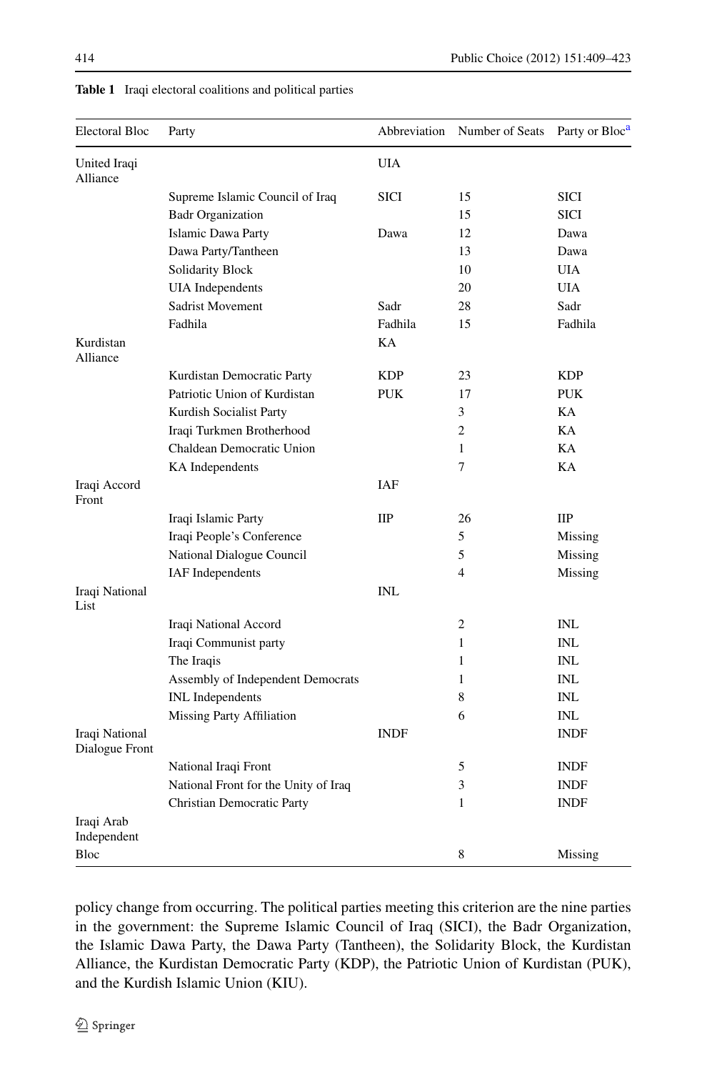**Table 1** Iraqi electoral coalitions and political parties

| Electoral Bloc | Party | Abbreviation | Number of Seats | Party or Bloc[a] |
|---|---|---|---|---|
| United Iraqi Alliance | | UIA | | |
| | Supreme Islamic Council of Iraq | SICI | 15 | SICI |
| | Badr Organization | | 15 | SICI |
| | Islamic Dawa Party | Dawa | 12 | Dawa |
| | Dawa Party/Tantheen | | 13 | Dawa |
| | Solidarity Block | | 10 | UIA |
| | UIA Independents | | 20 | UIA |
| | Sadrist Movement | Sadr | 28 | Sadr |
| | Fadhila | Fadhila | 15 | Fadhila |
| Kurdistan Alliance | | KA | | |
| | Kurdistan Democratic Party | KDP | 23 | KDP |
| | Patriotic Union of Kurdistan | PUK | 17 | PUK |
| | Kurdish Socialist Party | | 3 | KA |
| | Iraqi Turkmen Brotherhood | | 2 | KA |
| | Chaldean Democratic Union | | 1 | KA |
| | KA Independents | | 7 | KA |
| Iraqi Accord Front | | IAF | | |
| | Iraqi Islamic Party | IIP | 26 | IIP |
| | Iraqi People's Conference | | 5 | Missing |
| | National Dialogue Council | | 5 | Missing |
| | IAF Independents | | 4 | Missing |
| Iraqi National List | | INL | | |
| | Iraqi National Accord | | 2 | INL |
| | Iraqi Communist party | | 1 | INL |
| | The Iraqis | | 1 | INL |
| | Assembly of Independent Democrats | | 1 | INL |
| | INL Independents | | 8 | INL |
| | Missing Party Affiliation | | 6 | INL |
| Iraqi National Dialogue Front | | INDF | | INDF |
| | National Iraqi Front | | 5 | INDF |
| | National Front for the Unity of Iraq | | 3 | INDF |
| | Christian Democratic Party | | 1 | INDF |
| Iraqi Arab Independent Bloc | | | 8 | Missing |

policy change from occurring. The political parties meeting this criterion are the nine parties in the government: the Supreme Islamic Council of Iraq (SICI), the Badr Organization, the Islamic Dawa Party, the Dawa Party (Tantheen), the Solidarity Block, the Kurdistan Alliance, the Kurdistan Democratic Party (KDP), the Patriotic Union of Kurdistan (PUK), and the Kurdish Islamic Union (KIU).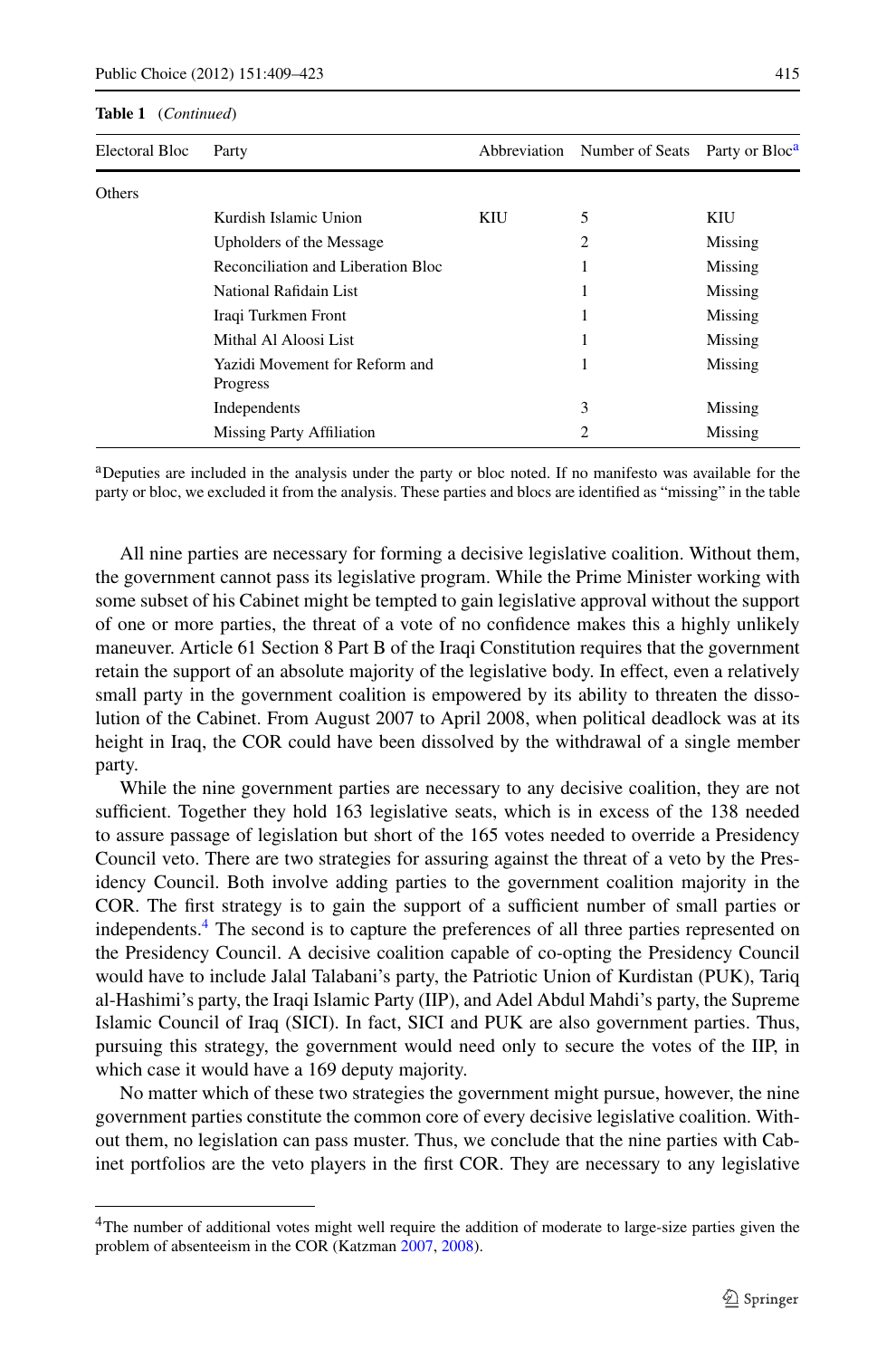**Table 1** (*Continued*)

| Electoral Bloc | Party | Abbreviation | Number of Seats | Party or Bloc[a] |
|---|---|---|---|---|
| Others | | | | |
| | Kurdish Islamic Union | KIU | 5 | KIU |
| | Upholders of the Message | | 2 | Missing |
| | Reconciliation and Liberation Bloc | | 1 | Missing |
| | National Rafidain List | | 1 | Missing |
| | Iraqi Turkmen Front | | 1 | Missing |
| | Mithal Al Aloosi List | | 1 | Missing |
| | Yazidi Movement for Reform and Progress | | 1 | Missing |
| | Independents | | 3 | Missing |
| | Missing Party Affiliation | | 2 | Missing |

[a]Deputies are included in the analysis under the party or bloc noted. If no manifesto was available for the party or bloc, we excluded it from the analysis. These parties and blocs are identified as "missing" in the table

All nine parties are necessary for forming a decisive legislative coalition. Without them, the government cannot pass its legislative program. While the Prime Minister working with some subset of his Cabinet might be tempted to gain legislative approval without the support of one or more parties, the threat of a vote of no confidence makes this a highly unlikely maneuver. Article 61 Section 8 Part B of the Iraqi Constitution requires that the government retain the support of an absolute majority of the legislative body. In effect, even a relatively small party in the government coalition is empowered by its ability to threaten the dissolution of the Cabinet. From August 2007 to April 2008, when political deadlock was at its height in Iraq, the COR could have been dissolved by the withdrawal of a single member party.

While the nine government parties are necessary to any decisive coalition, they are not sufficient. Together they hold 163 legislative seats, which is in excess of the 138 needed to assure passage of legislation but short of the 165 votes needed to override a Presidency Council veto. There are two strategies for assuring against the threat of a veto by the Presidency Council. Both involve adding parties to the government coalition majority in the COR. The first strategy is to gain the support of a sufficient number of small parties or independents.[4] The second is to capture the preferences of all three parties represented on the Presidency Council. A decisive coalition capable of co-opting the Presidency Council would have to include Jalal Talabani's party, the Patriotic Union of Kurdistan (PUK), Tariq al-Hashimi's party, the Iraqi Islamic Party (IIP), and Adel Abdul Mahdi's party, the Supreme Islamic Council of Iraq (SICI). In fact, SICI and PUK are also government parties. Thus, pursuing this strategy, the government would need only to secure the votes of the IIP, in which case it would have a 169 deputy majority.

No matter which of these two strategies the government might pursue, however, the nine government parties constitute the common core of every decisive legislative coalition. Without them, no legislation can pass muster. Thus, we conclude that the nine parties with Cabinet portfolios are the veto players in the first COR. They are necessary to any legislative

[4]The number of additional votes might well require the addition of moderate to large-size parties given the problem of absenteeism in the COR (Katzman 2007, 2008).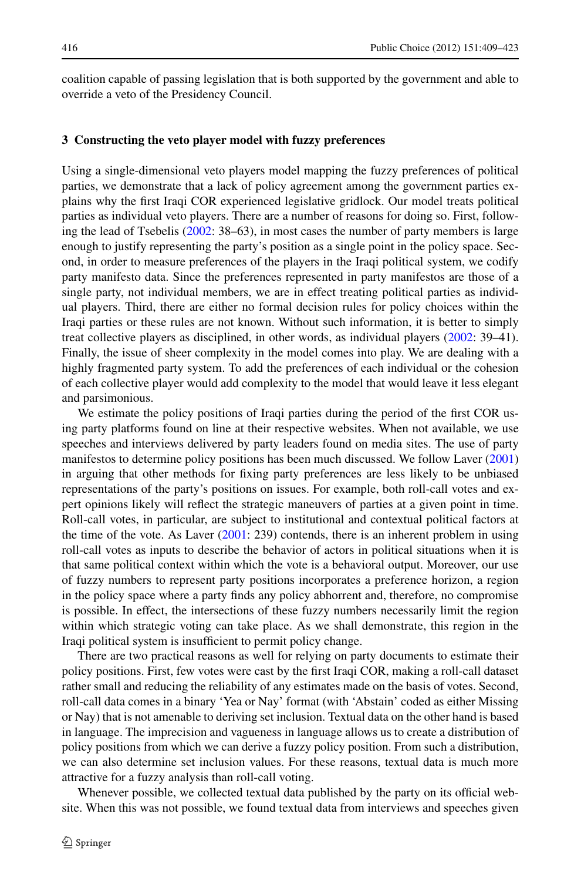coalition capable of passing legislation that is both supported by the government and able to override a veto of the Presidency Council.

## 3 Constructing the veto player model with fuzzy preferences

Using a single-dimensional veto players model mapping the fuzzy preferences of political parties, we demonstrate that a lack of policy agreement among the government parties explains why the first Iraqi COR experienced legislative gridlock. Our model treats political parties as individual veto players. There are a number of reasons for doing so. First, following the lead of Tsebelis (2002: 38–63), in most cases the number of party members is large enough to justify representing the party's position as a single point in the policy space. Second, in order to measure preferences of the players in the Iraqi political system, we codify party manifesto data. Since the preferences represented in party manifestos are those of a single party, not individual members, we are in effect treating political parties as individual players. Third, there are either no formal decision rules for policy choices within the Iraqi parties or these rules are not known. Without such information, it is better to simply treat collective players as disciplined, in other words, as individual players (2002: 39–41). Finally, the issue of sheer complexity in the model comes into play. We are dealing with a highly fragmented party system. To add the preferences of each individual or the cohesion of each collective player would add complexity to the model that would leave it less elegant and parsimonious.

We estimate the policy positions of Iraqi parties during the period of the first COR using party platforms found on line at their respective websites. When not available, we use speeches and interviews delivered by party leaders found on media sites. The use of party manifestos to determine policy positions has been much discussed. We follow Laver (2001) in arguing that other methods for fixing party preferences are less likely to be unbiased representations of the party's positions on issues. For example, both roll-call votes and expert opinions likely will reflect the strategic maneuvers of parties at a given point in time. Roll-call votes, in particular, are subject to institutional and contextual political factors at the time of the vote. As Laver (2001: 239) contends, there is an inherent problem in using roll-call votes as inputs to describe the behavior of actors in political situations when it is that same political context within which the vote is a behavioral output. Moreover, our use of fuzzy numbers to represent party positions incorporates a preference horizon, a region in the policy space where a party finds any policy abhorrent and, therefore, no compromise is possible. In effect, the intersections of these fuzzy numbers necessarily limit the region within which strategic voting can take place. As we shall demonstrate, this region in the Iraqi political system is insufficient to permit policy change.

There are two practical reasons as well for relying on party documents to estimate their policy positions. First, few votes were cast by the first Iraqi COR, making a roll-call dataset rather small and reducing the reliability of any estimates made on the basis of votes. Second, roll-call data comes in a binary 'Yea or Nay' format (with 'Abstain' coded as either Missing or Nay) that is not amenable to deriving set inclusion. Textual data on the other hand is based in language. The imprecision and vagueness in language allows us to create a distribution of policy positions from which we can derive a fuzzy policy position. From such a distribution, we can also determine set inclusion values. For these reasons, textual data is much more attractive for a fuzzy analysis than roll-call voting.

Whenever possible, we collected textual data published by the party on its official website. When this was not possible, we found textual data from interviews and speeches given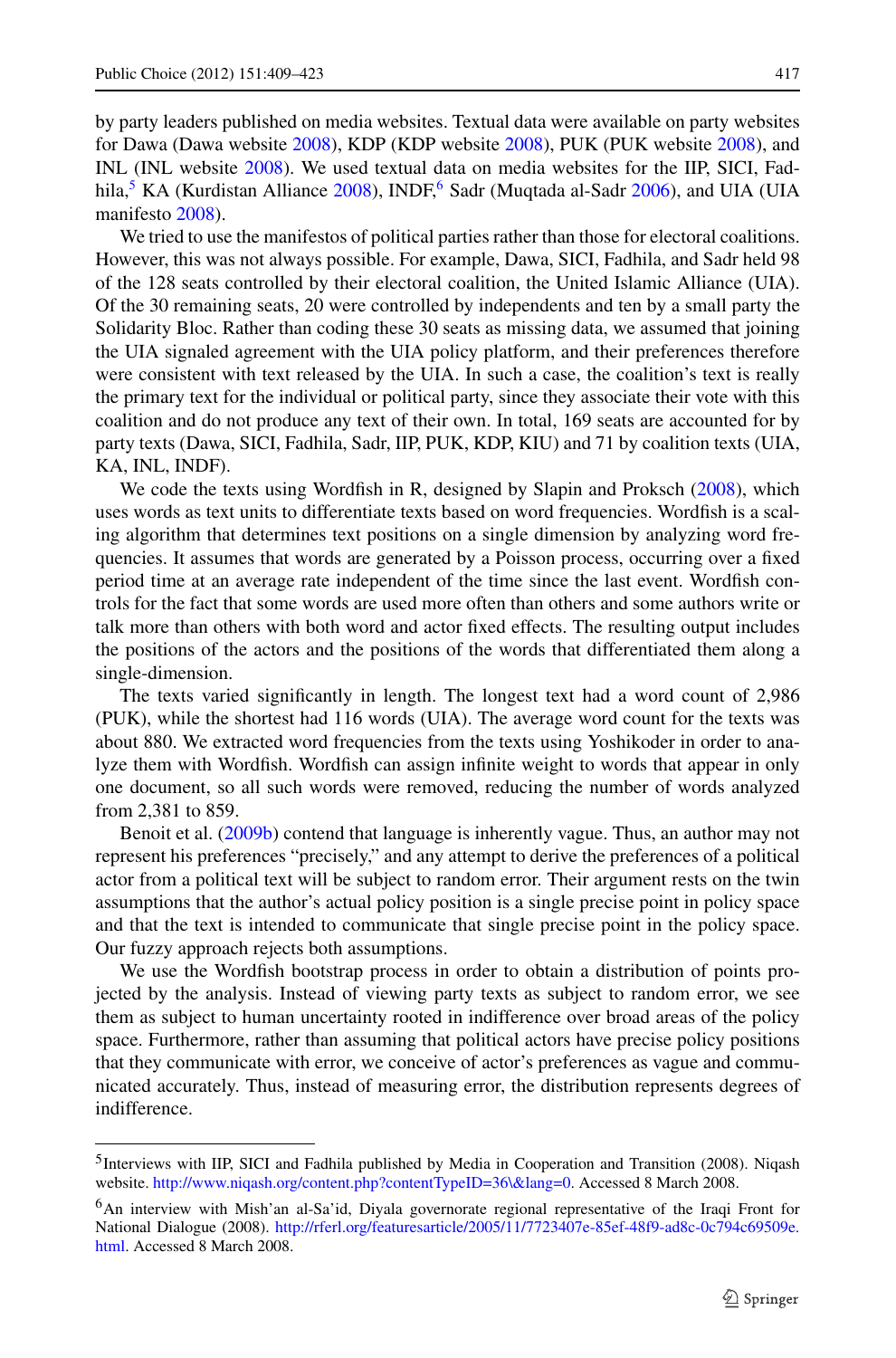by party leaders published on media websites. Textual data were available on party websites for Dawa (Dawa website 2008), KDP (KDP website 2008), PUK (PUK website 2008), and INL (INL website 2008). We used textual data on media websites for the IIP, SICI, Fadhila,[5] KA (Kurdistan Alliance 2008), INDF,[6] Sadr (Muqtada al-Sadr 2006), and UIA (UIA manifesto 2008).

We tried to use the manifestos of political parties rather than those for electoral coalitions. However, this was not always possible. For example, Dawa, SICI, Fadhila, and Sadr held 98 of the 128 seats controlled by their electoral coalition, the United Islamic Alliance (UIA). Of the 30 remaining seats, 20 were controlled by independents and ten by a small party the Solidarity Bloc. Rather than coding these 30 seats as missing data, we assumed that joining the UIA signaled agreement with the UIA policy platform, and their preferences therefore were consistent with text released by the UIA. In such a case, the coalition's text is really the primary text for the individual or political party, since they associate their vote with this coalition and do not produce any text of their own. In total, 169 seats are accounted for by party texts (Dawa, SICI, Fadhila, Sadr, IIP, PUK, KDP, KIU) and 71 by coalition texts (UIA, KA, INL, INDF).

We code the texts using Wordfish in R, designed by Slapin and Proksch (2008), which uses words as text units to differentiate texts based on word frequencies. Wordfish is a scaling algorithm that determines text positions on a single dimension by analyzing word frequencies. It assumes that words are generated by a Poisson process, occurring over a fixed period time at an average rate independent of the time since the last event. Wordfish controls for the fact that some words are used more often than others and some authors write or talk more than others with both word and actor fixed effects. The resulting output includes the positions of the actors and the positions of the words that differentiated them along a single-dimension.

The texts varied significantly in length. The longest text had a word count of 2,986 (PUK), while the shortest had 116 words (UIA). The average word count for the texts was about 880. We extracted word frequencies from the texts using Yoshikoder in order to analyze them with Wordfish. Wordfish can assign infinite weight to words that appear in only one document, so all such words were removed, reducing the number of words analyzed from 2,381 to 859.

Benoit et al. (2009b) contend that language is inherently vague. Thus, an author may not represent his preferences "precisely," and any attempt to derive the preferences of a political actor from a political text will be subject to random error. Their argument rests on the twin assumptions that the author's actual policy position is a single precise point in policy space and that the text is intended to communicate that single precise point in the policy space. Our fuzzy approach rejects both assumptions.

We use the Wordfish bootstrap process in order to obtain a distribution of points projected by the analysis. Instead of viewing party texts as subject to random error, we see them as subject to human uncertainty rooted in indifference over broad areas of the policy space. Furthermore, rather than assuming that political actors have precise policy positions that they communicate with error, we conceive of actor's preferences as vague and communicated accurately. Thus, instead of measuring error, the distribution represents degrees of indifference.

---

[5] Interviews with IIP, SICI and Fadhila published by Media in Cooperation and Transition (2008). Niqash website. http://www.niqash.org/content.php?contentTypeID=36\&lang=0. Accessed 8 March 2008.

[6] An interview with Mish'an al-Sa'id, Diyala governorate regional representative of the Iraqi Front for National Dialogue (2008). http://rferl.org/featuresarticle/2005/11/7723407e-85ef-48f9-ad8c-0c794c69509e.html. Accessed 8 March 2008.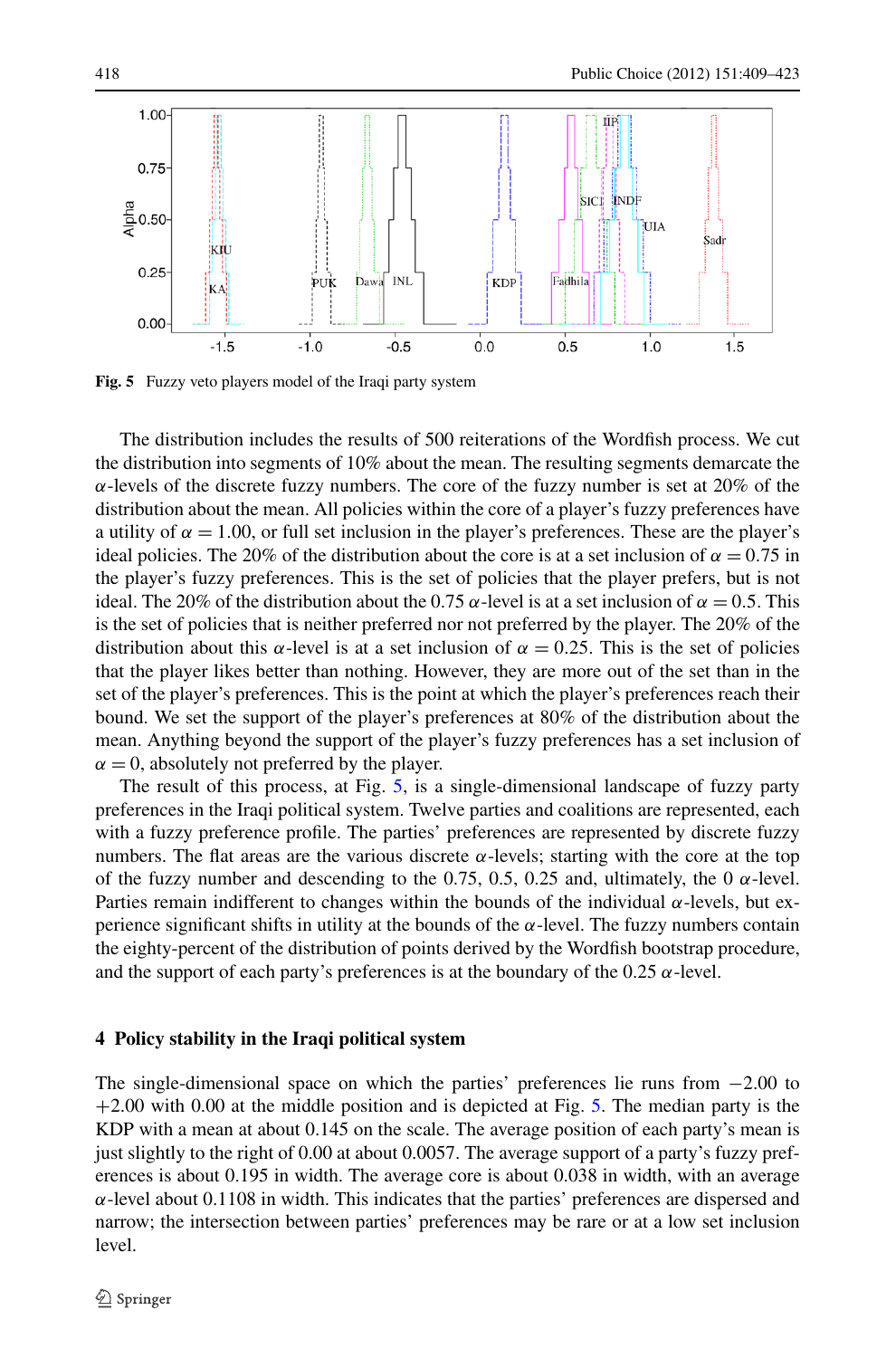**Fig. 5** Fuzzy veto players model of the Iraqi party system

The distribution includes the results of 500 reiterations of the Wordfish process. We cut the distribution into segments of 10% about the mean. The resulting segments demarcate the $\alpha$-levels of the discrete fuzzy numbers. The core of the fuzzy number is set at 20% of the distribution about the mean. All policies within the core of a player's fuzzy preferences have a utility of $\alpha = 1.00$, or full set inclusion in the player's preferences. These are the player's ideal policies. The 20% of the distribution about the core is at a set inclusion of $\alpha = 0.75$ in the player's fuzzy preferences. This is the set of policies that the player prefers, but is not ideal. The 20% of the distribution about the 0.75 $\alpha$-level is at a set inclusion of $\alpha = 0.5$. This is the set of policies that is neither preferred nor not preferred by the player. The 20% of the distribution about this $\alpha$-level is at a set inclusion of $\alpha = 0.25$. This is the set of policies that the player likes better than nothing. However, they are more out of the set than in the set of the player's preferences. This is the point at which the player's preferences reach their bound. We set the support of the player's preferences at 80% of the distribution about the mean. Anything beyond the support of the player's fuzzy preferences has a set inclusion of $\alpha = 0$, absolutely not preferred by the player.

The result of this process, at Fig. 5, is a single-dimensional landscape of fuzzy party preferences in the Iraqi political system. Twelve parties and coalitions are represented, each with a fuzzy preference profile. The parties' preferences are represented by discrete fuzzy numbers. The flat areas are the various discrete $\alpha$-levels; starting with the core at the top of the fuzzy number and descending to the 0.75, 0.5, 0.25 and, ultimately, the 0 $\alpha$-level. Parties remain indifferent to changes within the bounds of the individual $\alpha$-levels, but experience significant shifts in utility at the bounds of the $\alpha$-level. The fuzzy numbers contain the eighty-percent of the distribution of points derived by the Wordfish bootstrap procedure, and the support of each party's preferences is at the boundary of the 0.25 $\alpha$-level.

## 4 Policy stability in the Iraqi political system

The single-dimensional space on which the parties' preferences lie runs from $-2.00$ to $+2.00$ with 0.00 at the middle position and is depicted at Fig. 5. The median party is the KDP with a mean at about 0.145 on the scale. The average position of each party's mean is just slightly to the right of 0.00 at about 0.0057. The average support of a party's fuzzy preferences is about 0.195 in width. The average core is about 0.038 in width, with an average $\alpha$-level about 0.1108 in width. This indicates that the parties' preferences are dispersed and narrow; the intersection between parties' preferences may be rare or at a low set inclusion level.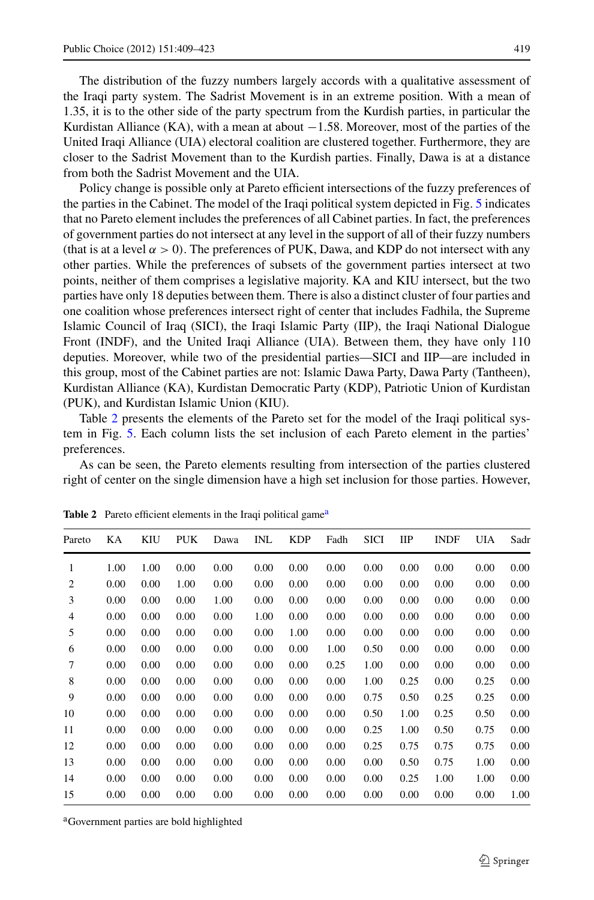The distribution of the fuzzy numbers largely accords with a qualitative assessment of the Iraqi party system. The Sadrist Movement is in an extreme position. With a mean of 1.35, it is to the other side of the party spectrum from the Kurdish parties, in particular the Kurdistan Alliance (KA), with a mean at about −1.58. Moreover, most of the parties of the United Iraqi Alliance (UIA) electoral coalition are clustered together. Furthermore, they are closer to the Sadrist Movement than to the Kurdish parties. Finally, Dawa is at a distance from both the Sadrist Movement and the UIA.

Policy change is possible only at Pareto efficient intersections of the fuzzy preferences of the parties in the Cabinet. The model of the Iraqi political system depicted in Fig. 5 indicates that no Pareto element includes the preferences of all Cabinet parties. In fact, the preferences of government parties do not intersect at any level in the support of all of their fuzzy numbers (that is at a level $\alpha > 0$). The preferences of PUK, Dawa, and KDP do not intersect with any other parties. While the preferences of subsets of the government parties intersect at two points, neither of them comprises a legislative majority. KA and KIU intersect, but the two parties have only 18 deputies between them. There is also a distinct cluster of four parties and one coalition whose preferences intersect right of center that includes Fadhila, the Supreme Islamic Council of Iraq (SICI), the Iraqi Islamic Party (IIP), the Iraqi National Dialogue Front (INDF), and the United Iraqi Alliance (UIA). Between them, they have only 110 deputies. Moreover, while two of the presidential parties—SICI and IIP—are included in this group, most of the Cabinet parties are not: Islamic Dawa Party, Dawa Party (Tantheen), Kurdistan Alliance (KA), Kurdistan Democratic Party (KDP), Patriotic Union of Kurdistan (PUK), and Kurdistan Islamic Union (KIU).

Table 2 presents the elements of the Pareto set for the model of the Iraqi political system in Fig. 5. Each column lists the set inclusion of each Pareto element in the parties' preferences.

As can be seen, the Pareto elements resulting from intersection of the parties clustered right of center on the single dimension have a high set inclusion for those parties. However,

**Table 2** Pareto efficient elements in the Iraqi political game[a]

| Pareto | KA | KIU | PUK | Dawa | INL | KDP | Fadh | SICI | IIP | INDF | UIA | Sadr |
|---|---|---|---|---|---|---|---|---|---|---|---|---|
| 1 | 1.00 | 1.00 | 0.00 | 0.00 | 0.00 | 0.00 | 0.00 | 0.00 | 0.00 | 0.00 | 0.00 | 0.00 |
| 2 | 0.00 | 0.00 | 1.00 | 0.00 | 0.00 | 0.00 | 0.00 | 0.00 | 0.00 | 0.00 | 0.00 | 0.00 |
| 3 | 0.00 | 0.00 | 0.00 | 1.00 | 0.00 | 0.00 | 0.00 | 0.00 | 0.00 | 0.00 | 0.00 | 0.00 |
| 4 | 0.00 | 0.00 | 0.00 | 0.00 | 1.00 | 0.00 | 0.00 | 0.00 | 0.00 | 0.00 | 0.00 | 0.00 |
| 5 | 0.00 | 0.00 | 0.00 | 0.00 | 0.00 | 1.00 | 0.00 | 0.00 | 0.00 | 0.00 | 0.00 | 0.00 |
| 6 | 0.00 | 0.00 | 0.00 | 0.00 | 0.00 | 0.00 | 1.00 | 0.50 | 0.00 | 0.00 | 0.00 | 0.00 |
| 7 | 0.00 | 0.00 | 0.00 | 0.00 | 0.00 | 0.00 | 0.25 | 1.00 | 0.00 | 0.00 | 0.00 | 0.00 |
| 8 | 0.00 | 0.00 | 0.00 | 0.00 | 0.00 | 0.00 | 0.00 | 1.00 | 0.25 | 0.00 | 0.25 | 0.00 |
| 9 | 0.00 | 0.00 | 0.00 | 0.00 | 0.00 | 0.00 | 0.00 | 0.75 | 0.50 | 0.25 | 0.25 | 0.00 |
| 10 | 0.00 | 0.00 | 0.00 | 0.00 | 0.00 | 0.00 | 0.00 | 0.50 | 1.00 | 0.25 | 0.50 | 0.00 |
| 11 | 0.00 | 0.00 | 0.00 | 0.00 | 0.00 | 0.00 | 0.00 | 0.25 | 1.00 | 0.50 | 0.75 | 0.00 |
| 12 | 0.00 | 0.00 | 0.00 | 0.00 | 0.00 | 0.00 | 0.00 | 0.25 | 0.75 | 0.75 | 0.75 | 0.00 |
| 13 | 0.00 | 0.00 | 0.00 | 0.00 | 0.00 | 0.00 | 0.00 | 0.00 | 0.50 | 0.75 | 1.00 | 0.00 |
| 14 | 0.00 | 0.00 | 0.00 | 0.00 | 0.00 | 0.00 | 0.00 | 0.00 | 0.25 | 1.00 | 1.00 | 0.00 |
| 15 | 0.00 | 0.00 | 0.00 | 0.00 | 0.00 | 0.00 | 0.00 | 0.00 | 0.00 | 0.00 | 0.00 | 1.00 |

[a]Government parties are bold highlighted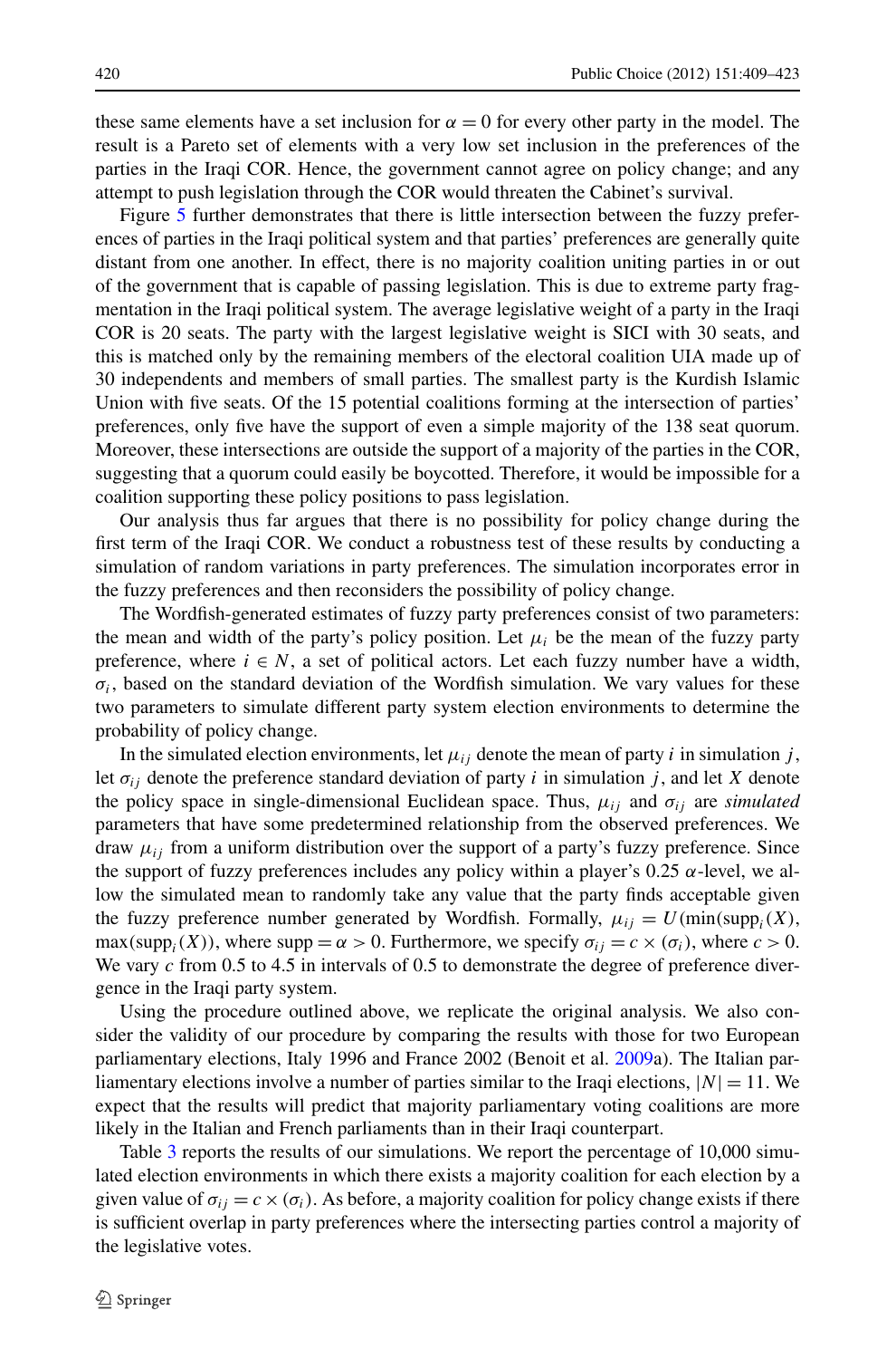these same elements have a set inclusion for $\alpha = 0$ for every other party in the model. The result is a Pareto set of elements with a very low set inclusion in the preferences of the parties in the Iraqi COR. Hence, the government cannot agree on policy change; and any attempt to push legislation through the COR would threaten the Cabinet's survival.

Figure 5 further demonstrates that there is little intersection between the fuzzy preferences of parties in the Iraqi political system and that parties' preferences are generally quite distant from one another. In effect, there is no majority coalition uniting parties in or out of the government that is capable of passing legislation. This is due to extreme party fragmentation in the Iraqi political system. The average legislative weight of a party in the Iraqi COR is 20 seats. The party with the largest legislative weight is SICI with 30 seats, and this is matched only by the remaining members of the electoral coalition UIA made up of 30 independents and members of small parties. The smallest party is the Kurdish Islamic Union with five seats. Of the 15 potential coalitions forming at the intersection of parties' preferences, only five have the support of even a simple majority of the 138 seat quorum. Moreover, these intersections are outside the support of a majority of the parties in the COR, suggesting that a quorum could easily be boycotted. Therefore, it would be impossible for a coalition supporting these policy positions to pass legislation.

Our analysis thus far argues that there is no possibility for policy change during the first term of the Iraqi COR. We conduct a robustness test of these results by conducting a simulation of random variations in party preferences. The simulation incorporates error in the fuzzy preferences and then reconsiders the possibility of policy change.

The Wordfish-generated estimates of fuzzy party preferences consist of two parameters: the mean and width of the party's policy position. Let $\mu_i$ be the mean of the fuzzy party preference, where $i \in N$, a set of political actors. Let each fuzzy number have a width, $\sigma_i$, based on the standard deviation of the Wordfish simulation. We vary values for these two parameters to simulate different party system election environments to determine the probability of policy change.

In the simulated election environments, let $\mu_{ij}$ denote the mean of party $i$ in simulation $j$, let $\sigma_{ij}$ denote the preference standard deviation of party $i$ in simulation $j$, and let $X$ denote the policy space in single-dimensional Euclidean space. Thus, $\mu_{ij}$ and $\sigma_{ij}$ are *simulated* parameters that have some predetermined relationship from the observed preferences. We draw $\mu_{ij}$ from a uniform distribution over the support of a party's fuzzy preference. Since the support of fuzzy preferences includes any policy within a player's 0.25 $\alpha$-level, we allow the simulated mean to randomly take any value that the party finds acceptable given the fuzzy preference number generated by Wordfish. Formally, $\mu_{ij} = U(\min(\text{supp}_i(X)), \max(\text{supp}_i(X))$, where $\text{supp} = \alpha > 0$. Furthermore, we specify $\sigma_{ij} = c \times (\sigma_i)$, where $c > 0$. We vary $c$ from 0.5 to 4.5 in intervals of 0.5 to demonstrate the degree of preference divergence in the Iraqi party system.

Using the procedure outlined above, we replicate the original analysis. We also consider the validity of our procedure by comparing the results with those for two European parliamentary elections, Italy 1996 and France 2002 (Benoit et al. 2009a). The Italian parliamentary elections involve a number of parties similar to the Iraqi elections, $|N| = 11$. We expect that the results will predict that majority parliamentary voting coalitions are more likely in the Italian and French parliaments than in their Iraqi counterpart.

Table 3 reports the results of our simulations. We report the percentage of 10,000 simulated election environments in which there exists a majority coalition for each election by a given value of $\sigma_{ij} = c \times (\sigma_i)$. As before, a majority coalition for policy change exists if there is sufficient overlap in party preferences where the intersecting parties control a majority of the legislative votes.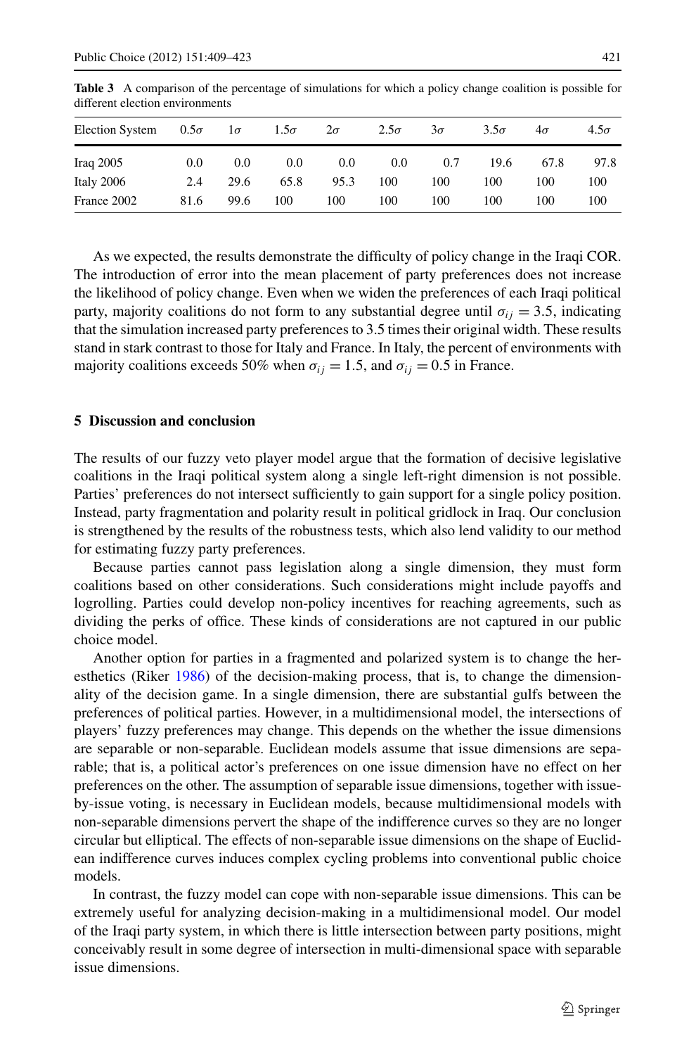**Table 3** A comparison of the percentage of simulations for which a policy change coalition is possible for different election environments

| Election System | $0.5\sigma$ | $1\sigma$ | $1.5\sigma$ | $2\sigma$ | $2.5\sigma$ | $3\sigma$ | $3.5\sigma$ | $4\sigma$ | $4.5\sigma$ |
|---|---|---|---|---|---|---|---|---|---|
| Iraq 2005 | 0.0 | 0.0 | 0.0 | 0.0 | 0.0 | 0.7 | 19.6 | 67.8 | 97.8 |
| Italy 2006 | 2.4 | 29.6 | 65.8 | 95.3 | 100 | 100 | 100 | 100 | 100 |
| France 2002 | 81.6 | 99.6 | 100 | 100 | 100 | 100 | 100 | 100 | 100 |

As we expected, the results demonstrate the difficulty of policy change in the Iraqi COR. The introduction of error into the mean placement of party preferences does not increase the likelihood of policy change. Even when we widen the preferences of each Iraqi political party, majority coalitions do not form to any substantial degree until $\sigma_{ij} = 3.5$, indicating that the simulation increased party preferences to 3.5 times their original width. These results stand in stark contrast to those for Italy and France. In Italy, the percent of environments with majority coalitions exceeds 50% when $\sigma_{ij} = 1.5$, and $\sigma_{ij} = 0.5$ in France.

## 5 Discussion and conclusion

The results of our fuzzy veto player model argue that the formation of decisive legislative coalitions in the Iraqi political system along a single left-right dimension is not possible. Parties' preferences do not intersect sufficiently to gain support for a single policy position. Instead, party fragmentation and polarity result in political gridlock in Iraq. Our conclusion is strengthened by the results of the robustness tests, which also lend validity to our method for estimating fuzzy party preferences.

Because parties cannot pass legislation along a single dimension, they must form coalitions based on other considerations. Such considerations might include payoffs and logrolling. Parties could develop non-policy incentives for reaching agreements, such as dividing the perks of office. These kinds of considerations are not captured in our public choice model.

Another option for parties in a fragmented and polarized system is to change the heresthetics (Riker 1986) of the decision-making process, that is, to change the dimensionality of the decision game. In a single dimension, there are substantial gulfs between the preferences of political parties. However, in a multidimensional model, the intersections of players' fuzzy preferences may change. This depends on the whether the issue dimensions are separable or non-separable. Euclidean models assume that issue dimensions are separable; that is, a political actor's preferences on one issue dimension have no effect on her preferences on the other. The assumption of separable issue dimensions, together with issue-by-issue voting, is necessary in Euclidean models, because multidimensional models with non-separable dimensions pervert the shape of the indifference curves so they are no longer circular but elliptical. The effects of non-separable issue dimensions on the shape of Euclidean indifference curves induces complex cycling problems into conventional public choice models.

In contrast, the fuzzy model can cope with non-separable issue dimensions. This can be extremely useful for analyzing decision-making in a multidimensional model. Our model of the Iraqi party system, in which there is little intersection between party positions, might conceivably result in some degree of intersection in multi-dimensional space with separable issue dimensions.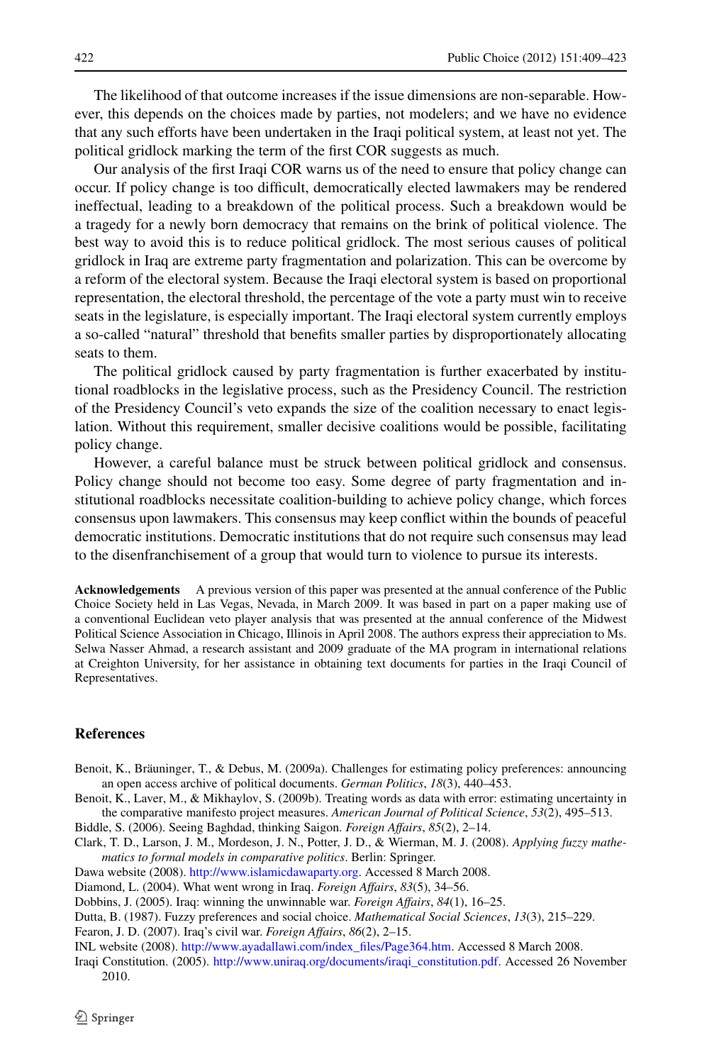The likelihood of that outcome increases if the issue dimensions are non-separable. However, this depends on the choices made by parties, not modelers; and we have no evidence that any such efforts have been undertaken in the Iraqi political system, at least not yet. The political gridlock marking the term of the first COR suggests as much.

Our analysis of the first Iraqi COR warns us of the need to ensure that policy change can occur. If policy change is too difficult, democratically elected lawmakers may be rendered ineffectual, leading to a breakdown of the political process. Such a breakdown would be a tragedy for a newly born democracy that remains on the brink of political violence. The best way to avoid this is to reduce political gridlock. The most serious causes of political gridlock in Iraq are extreme party fragmentation and polarization. This can be overcome by a reform of the electoral system. Because the Iraqi electoral system is based on proportional representation, the electoral threshold, the percentage of the vote a party must win to receive seats in the legislature, is especially important. The Iraqi electoral system currently employs a so-called "natural" threshold that benefits smaller parties by disproportionately allocating seats to them.

The political gridlock caused by party fragmentation is further exacerbated by institutional roadblocks in the legislative process, such as the Presidency Council. The restriction of the Presidency Council's veto expands the size of the coalition necessary to enact legislation. Without this requirement, smaller decisive coalitions would be possible, facilitating policy change.

However, a careful balance must be struck between political gridlock and consensus. Policy change should not become too easy. Some degree of party fragmentation and institutional roadblocks necessitate coalition-building to achieve policy change, which forces consensus upon lawmakers. This consensus may keep conflict within the bounds of peaceful democratic institutions. Democratic institutions that do not require such consensus may lead to the disenfranchisement of a group that would turn to violence to pursue its interests.

**Acknowledgements** A previous version of this paper was presented at the annual conference of the Public Choice Society held in Las Vegas, Nevada, in March 2009. It was based in part on a paper making use of a conventional Euclidean veto player analysis that was presented at the annual conference of the Midwest Political Science Association in Chicago, Illinois in April 2008. The authors express their appreciation to Ms. Selwa Nasser Ahmad, a research assistant and 2009 graduate of the MA program in international relations at Creighton University, for her assistance in obtaining text documents for parties in the Iraqi Council of Representatives.

## References

- Benoit, K., Bräuninger, T., & Debus, M. (2009a). Challenges for estimating policy preferences: announcing an open access archive of political documents. *German Politics*, *18*(3), 440–453.
- Benoit, K., Laver, M., & Mikhaylov, S. (2009b). Treating words as data with error: estimating uncertainty in the comparative manifesto project measures. *American Journal of Political Science*, *53*(2), 495–513.
- Biddle, S. (2006). Seeing Baghdad, thinking Saigon. *Foreign Affairs*, *85*(2), 2–14.
- Clark, T. D., Larson, J. M., Mordeson, J. N., Potter, J. D., & Wierman, M. J. (2008). *Applying fuzzy mathematics to formal models in comparative politics*. Berlin: Springer.
- Dawa website (2008). http://www.islamicdawaparty.org. Accessed 8 March 2008.
- Diamond, L. (2004). What went wrong in Iraq. *Foreign Affairs*, *83*(5), 34–56.
- Dobbins, J. (2005). Iraq: winning the unwinnable war. *Foreign Affairs*, *84*(1), 16–25.
- Dutta, B. (1987). Fuzzy preferences and social choice. *Mathematical Social Sciences*, *13*(3), 215–229.
- Fearon, J. D. (2007). Iraq's civil war. *Foreign Affairs*, *86*(2), 2–15.
- INL website (2008). http://www.ayadallawi.com/index_files/Page364.htm. Accessed 8 March 2008.
- Iraqi Constitution. (2005). http://www.uniraq.org/documents/iraqi_constitution.pdf. Accessed 26 November 2010.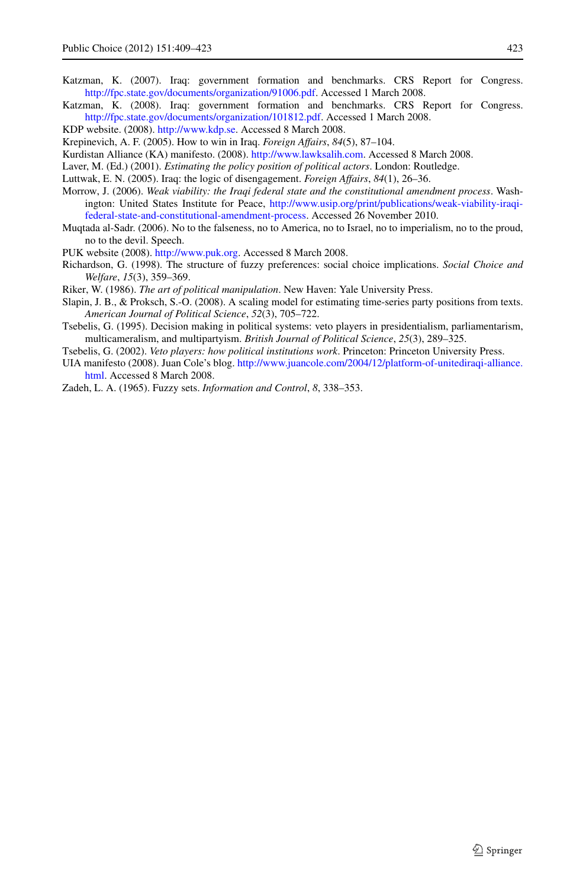Katzman, K. (2007). Iraq: government formation and benchmarks. CRS Report for Congress. http://fpc.state.gov/documents/organization/91006.pdf. Accessed 1 March 2008.

Katzman, K. (2008). Iraq: government formation and benchmarks. CRS Report for Congress. http://fpc.state.gov/documents/organization/101812.pdf. Accessed 1 March 2008.

KDP website. (2008). http://www.kdp.se. Accessed 8 March 2008.

Krepinevich, A. F. (2005). How to win in Iraq. *Foreign Affairs*, *84*(5), 87–104.

Kurdistan Alliance (KA) manifesto. (2008). http://www.lawksalih.com. Accessed 8 March 2008.

Laver, M. (Ed.) (2001). *Estimating the policy position of political actors*. London: Routledge.

Luttwak, E. N. (2005). Iraq: the logic of disengagement. *Foreign Affairs*, *84*(1), 26–36.

Morrow, J. (2006). *Weak viability: the Iraqi federal state and the constitutional amendment process*. Washington: United States Institute for Peace, http://www.usip.org/print/publications/weak-viability-iraqi-federal-state-and-constitutional-amendment-process. Accessed 26 November 2010.

Muqtada al-Sadr. (2006). No to the falseness, no to America, no to Israel, no to imperialism, no to the proud, no to the devil. Speech.

PUK website (2008). http://www.puk.org. Accessed 8 March 2008.

Richardson, G. (1998). The structure of fuzzy preferences: social choice implications. *Social Choice and Welfare*, *15*(3), 359–369.

Riker, W. (1986). *The art of political manipulation*. New Haven: Yale University Press.

Slapin, J. B., & Proksch, S.-O. (2008). A scaling model for estimating time-series party positions from texts. *American Journal of Political Science*, *52*(3), 705–722.

Tsebelis, G. (1995). Decision making in political systems: veto players in presidentialism, parliamentarism, multicameralism, and multipartyism. *British Journal of Political Science*, *25*(3), 289–325.

Tsebelis, G. (2002). *Veto players: how political institutions work*. Princeton: Princeton University Press.

UIA manifesto (2008). Juan Cole's blog. http://www.juancole.com/2004/12/platform-of-unitediraqi-alliance.html. Accessed 8 March 2008.

Zadeh, L. A. (1965). Fuzzy sets. *Information and Control*, *8*, 338–353.